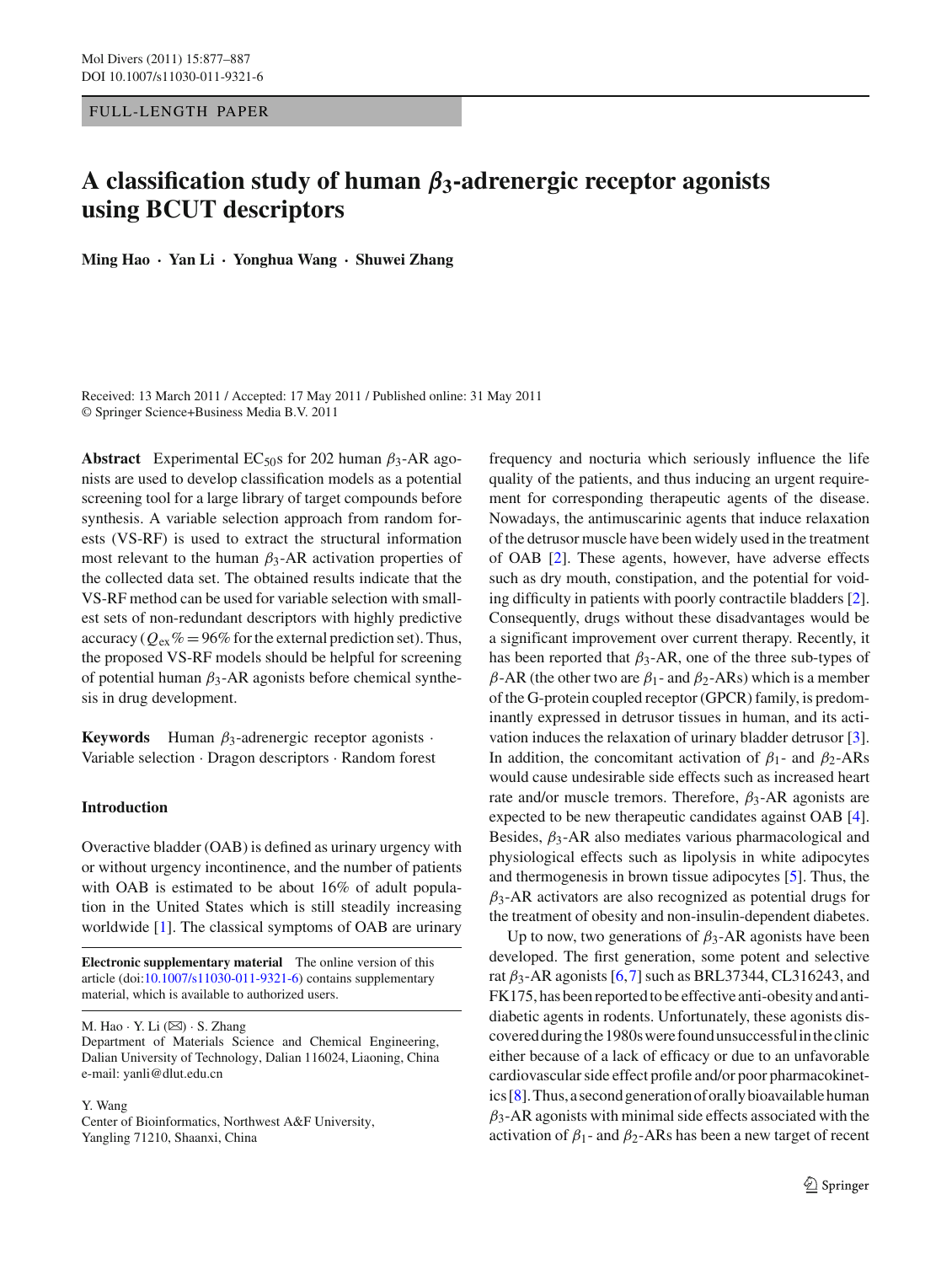FULL-LENGTH PAPER

# A classification study of human $\beta_3$-adrenergic receptor agonists using BCUT descriptors

**Ming Hao · Yan Li · Yonghua Wang · Shuwei Zhang**

Received: 13 March 2011 / Accepted: 17 May 2011 / Published online: 31 May 2011
© Springer Science+Business Media B.V. 2011

**Abstract** Experimental $EC_{50}$s for 202 human $\beta_3$-AR agonists are used to develop classification models as a potential screening tool for a large library of target compounds before synthesis. A variable selection approach from random forests (VS-RF) is used to extract the structural information most relevant to the human $\beta_3$-AR activation properties of the collected data set. The obtained results indicate that the VS-RF method can be used for variable selection with smallest sets of non-redundant descriptors with highly predictive accuracy ($Q_{ex}\% = 96\%$ for the external prediction set). Thus, the proposed VS-RF models should be helpful for screening of potential human $\beta_3$-AR agonists before chemical synthesis in drug development.

**Keywords** Human $\beta_3$-adrenergic receptor agonists · Variable selection · Dragon descriptors · Random forest

**Electronic supplementary material** The online version of this article (doi:10.1007/s11030-011-9321-6) contains supplementary material, which is available to authorized users.

M. Hao · Y. Li (✉) · S. Zhang
Department of Materials Science and Chemical Engineering, Dalian University of Technology, Dalian 116024, Liaoning, China
e-mail: yanli@dlut.edu.cn

Y. Wang
Center of Bioinformatics, Northwest A&F University, Yangling 71210, Shaanxi, China

## Introduction

Overactive bladder (OAB) is defined as urinary urgency with or without urgency incontinence, and the number of patients with OAB is estimated to be about 16% of adult population in the United States which is still steadily increasing worldwide [1]. The classical symptoms of OAB are urinary frequency and nocturia which seriously influence the life quality of the patients, and thus inducing an urgent requirement for corresponding therapeutic agents of the disease. Nowadays, the antimuscarinic agents that induce relaxation of the detrusor muscle have been widely used in the treatment of OAB [2]. These agents, however, have adverse effects such as dry mouth, constipation, and the potential for voiding difficulty in patients with poorly contractile bladders [2]. Consequently, drugs without these disadvantages would be a significant improvement over current therapy. Recently, it has been reported that $\beta_3$-AR, one of the three sub-types of $\beta$-AR (the other two are $\beta_1$- and $\beta_2$-ARs) which is a member of the G-protein coupled receptor (GPCR) family, is predominantly expressed in detrusor tissues in human, and its activation induces the relaxation of urinary bladder detrusor [3]. In addition, the concomitant activation of $\beta_1$- and $\beta_2$-ARs would cause undesirable side effects such as increased heart rate and/or muscle tremors. Therefore, $\beta_3$-AR agonists are expected to be new therapeutic candidates against OAB [4]. Besides, $\beta_3$-AR also mediates various pharmacological and physiological effects such as lipolysis in white adipocytes and thermogenesis in brown tissue adipocytes [5]. Thus, the $\beta_3$-AR activators are also recognized as potential drugs for the treatment of obesity and non-insulin-dependent diabetes.

Up to now, two generations of $\beta_3$-AR agonists have been developed. The first generation, some potent and selective rat $\beta_3$-AR agonists [6,7] such as BRL37344, CL316243, and FK175, has been reported to be effective anti-obesity and anti-diabetic agents in rodents. Unfortunately, these agonists discovered during the 1980s were found unsuccessful in the clinic either because of a lack of efficacy or due to an unfavorable cardiovascular side effect profile and/or poor pharmacokinetics [8]. Thus, a second generation of orally bioavailable human $\beta_3$-AR agonists with minimal side effects associated with the activation of $\beta_1$- and $\beta_2$-ARs has been a new target of recent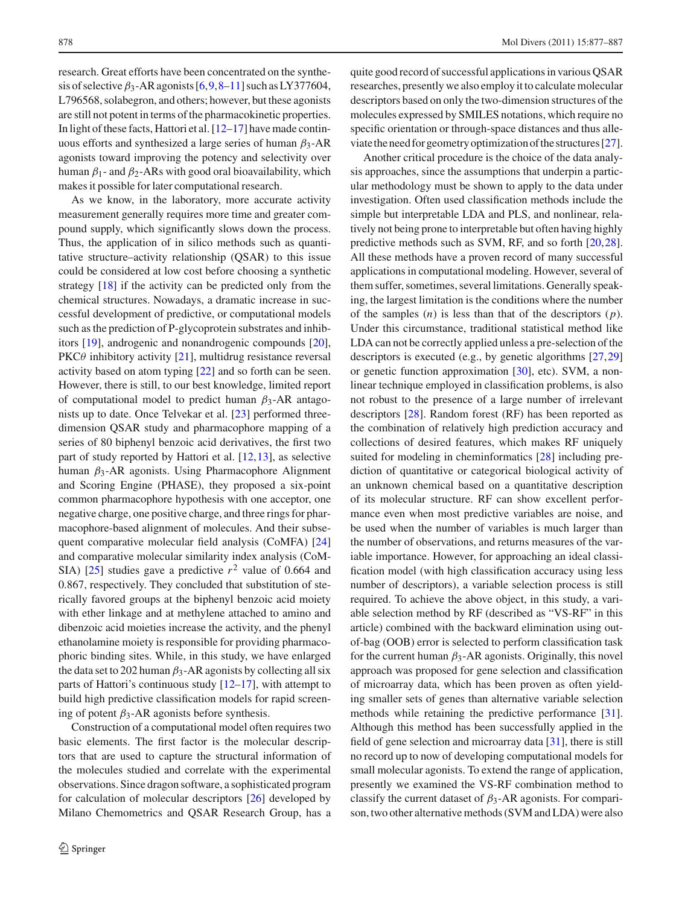research. Great efforts have been concentrated on the synthesis of selective $\beta_3$-AR agonists [6,9,8–11] such as LY377604, L796568, solabegron, and others; however, but these agonists are still not potent in terms of the pharmacokinetic properties. In light of these facts, Hattori et al. [12–17] have made continuous efforts and synthesized a large series of human $\beta_3$-AR agonists toward improving the potency and selectivity over human $\beta_1$- and $\beta_2$-ARs with good oral bioavailability, which makes it possible for later computational research.

As we know, in the laboratory, more accurate activity measurement generally requires more time and greater compound supply, which significantly slows down the process. Thus, the application of in silico methods such as quantitative structure–activity relationship (QSAR) to this issue could be considered at low cost before choosing a synthetic strategy [18] if the activity can be predicted only from the chemical structures. Nowadays, a dramatic increase in successful development of predictive, or computational models such as the prediction of P-glycoprotein substrates and inhibitors [19], androgenic and nonandrogenic compounds [20], PKC$\theta$ inhibitory activity [21], multidrug resistance reversal activity based on atom typing [22] and so forth can be seen. However, there is still, to our best knowledge, limited report of computational model to predict human $\beta_3$-AR antagonists up to date. Once Telvekar et al. [23] performed three-dimension QSAR study and pharmacophore mapping of a series of 80 biphenyl benzoic acid derivatives, the first two part of study reported by Hattori et al. [12,13], as selective human $\beta_3$-AR agonists. Using Pharmacophore Alignment and Scoring Engine (PHASE), they proposed a six-point common pharmacophore hypothesis with one acceptor, one negative charge, one positive charge, and three rings for pharmacophore-based alignment of molecules. And their subsequent comparative molecular field analysis (CoMFA) [24] and comparative molecular similarity index analysis (CoMSIA) [25] studies gave a predictive $r^2$ value of 0.664 and 0.867, respectively. They concluded that substitution of sterically favored groups at the biphenyl benzoic acid moiety with ether linkage and at methylene attached to amino and dibenzoic acid moieties increase the activity, and the phenyl ethanolamine moiety is responsible for providing pharmacophoric binding sites. While, in this study, we have enlarged the data set to 202 human $\beta_3$-AR agonists by collecting all six parts of Hattori's continuous study [12–17], with attempt to build high predictive classification models for rapid screening of potent $\beta_3$-AR agonists before synthesis.

Construction of a computational model often requires two basic elements. The first factor is the molecular descriptors that are used to capture the structural information of the molecules studied and correlate with the experimental observations. Since dragon software, a sophisticated program for calculation of molecular descriptors [26] developed by Milano Chemometrics and QSAR Research Group, has a quite good record of successful applications in various QSAR researches, presently we also employ it to calculate molecular descriptors based on only the two-dimension structures of the molecules expressed by SMILES notations, which require no specific orientation or through-space distances and thus alleviate the need for geometry optimization of the structures [27].

Another critical procedure is the choice of the data analysis approaches, since the assumptions that underpin a particular methodology must be shown to apply to the data under investigation. Often used classification methods include the simple but interpretable LDA and PLS, and nonlinear, relatively not being prone to interpretable but often having highly predictive methods such as SVM, RF, and so forth [20,28]. All these methods have a proven record of many successful applications in computational modeling. However, several of them suffer, sometimes, several limitations. Generally speaking, the largest limitation is the conditions where the number of the samples ($n$) is less than that of the descriptors ($p$). Under this circumstance, traditional statistical method like LDA can not be correctly applied unless a pre-selection of the descriptors is executed (e.g., by genetic algorithms [27,29] or genetic function approximation [30], etc). SVM, a nonlinear technique employed in classification problems, is also not robust to the presence of a large number of irrelevant descriptors [28]. Random forest (RF) has been reported as the combination of relatively high prediction accuracy and collections of desired features, which makes RF uniquely suited for modeling in cheminformatics [28] including prediction of quantitative or categorical biological activity of an unknown chemical based on a quantitative description of its molecular structure. RF can show excellent performance even when most predictive variables are noise, and be used when the number of variables is much larger than the number of observations, and returns measures of the variable importance. However, for approaching an ideal classification model (with high classification accuracy using less number of descriptors), a variable selection process is still required. To achieve the above object, in this study, a variable selection method by RF (described as "VS-RF" in this article) combined with the backward elimination using out-of-bag (OOB) error is selected to perform classification task for the current human $\beta_3$-AR agonists. Originally, this novel approach was proposed for gene selection and classification of microarray data, which has been proven as often yielding smaller sets of genes than alternative variable selection methods while retaining the predictive performance [31]. Although this method has been successfully applied in the field of gene selection and microarray data [31], there is still no record up to now of developing computational models for small molecular agonists. To extend the range of application, presently we examined the VS-RF combination method to classify the current dataset of $\beta_3$-AR agonists. For comparison, two other alternative methods (SVM and LDA) were also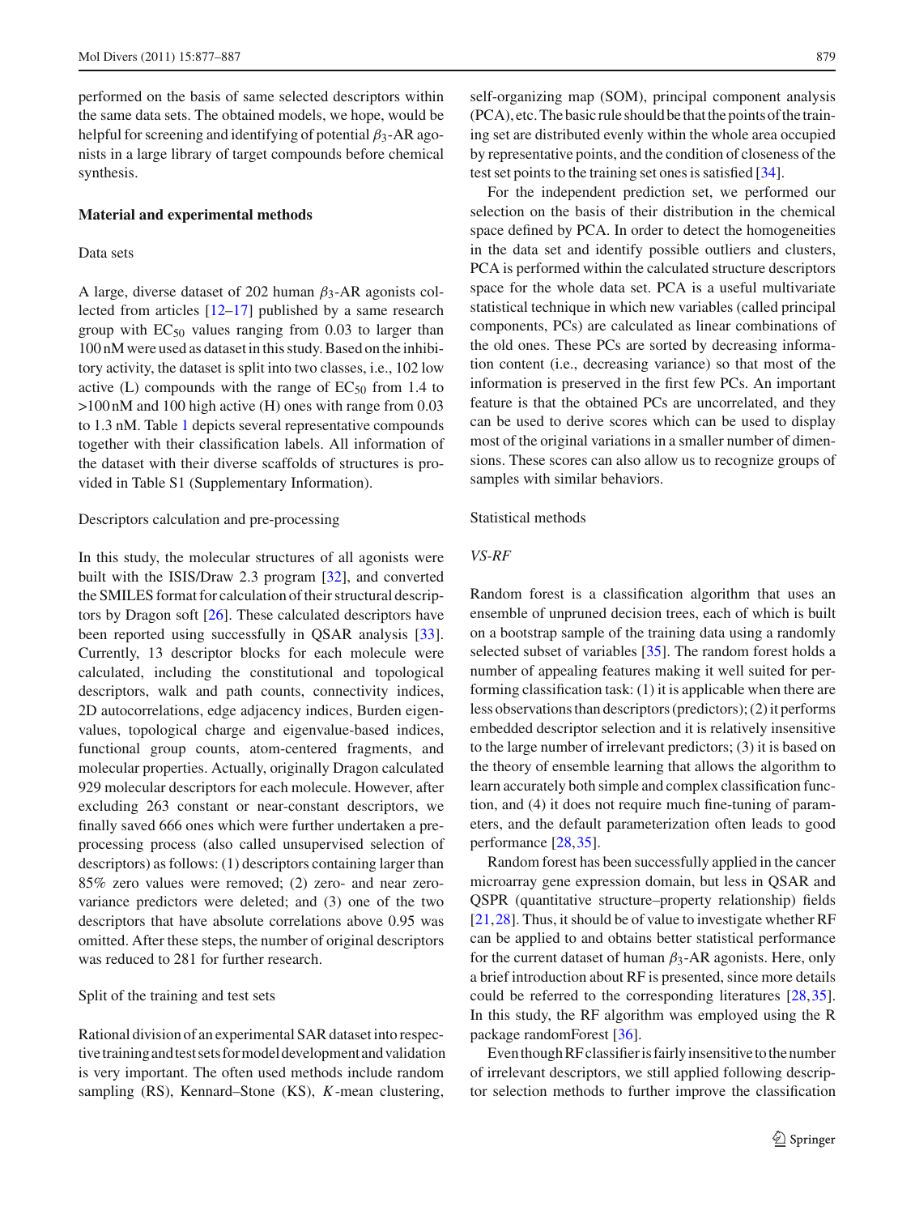performed on the basis of same selected descriptors within the same data sets. The obtained models, we hope, would be helpful for screening and identifying of potential $\beta_3$-AR agonists in a large library of target compounds before chemical synthesis.

## Material and experimental methods

### Data sets

A large, diverse dataset of 202 human $\beta_3$-AR agonists collected from articles [12–17] published by a same research group with $EC_{50}$ values ranging from 0.03 to larger than 100 nM were used as dataset in this study. Based on the inhibitory activity, the dataset is split into two classes, i.e., 102 low active (L) compounds with the range of $EC_{50}$ from 1.4 to >100 nM and 100 high active (H) ones with range from 0.03 to 1.3 nM. Table 1 depicts several representative compounds together with their classification labels. All information of the dataset with their diverse scaffolds of structures is provided in Table S1 (Supplementary Information).

### Descriptors calculation and pre-processing

In this study, the molecular structures of all agonists were built with the ISIS/Draw 2.3 program [32], and converted the SMILES format for calculation of their structural descriptors by Dragon soft [26]. These calculated descriptors have been reported using successfully in QSAR analysis [33]. Currently, 13 descriptor blocks for each molecule were calculated, including the constitutional and topological descriptors, walk and path counts, connectivity indices, 2D autocorrelations, edge adjacency indices, Burden eigenvalues, topological charge and eigenvalue-based indices, functional group counts, atom-centered fragments, and molecular properties. Actually, originally Dragon calculated 929 molecular descriptors for each molecule. However, after excluding 263 constant or near-constant descriptors, we finally saved 666 ones which were further undertaken a preprocessing process (also called unsupervised selection of descriptors) as follows: (1) descriptors containing larger than 85% zero values were removed; (2) zero- and near zero-variance predictors were deleted; and (3) one of the two descriptors that have absolute correlations above 0.95 was omitted. After these steps, the number of original descriptors was reduced to 281 for further research.

### Split of the training and test sets

Rational division of an experimental SAR dataset into respective training and test sets for model development and validation is very important. The often used methods include random sampling (RS), Kennard–Stone (KS), $K$-mean clustering, self-organizing map (SOM), principal component analysis (PCA), etc. The basic rule should be that the points of the training set are distributed evenly within the whole area occupied by representative points, and the condition of closeness of the test set points to the training set ones is satisfied [34].

For the independent prediction set, we performed our selection on the basis of their distribution in the chemical space defined by PCA. In order to detect the homogeneities in the data set and identify possible outliers and clusters, PCA is performed within the calculated structure descriptors space for the whole data set. PCA is a useful multivariate statistical technique in which new variables (called principal components, PCs) are calculated as linear combinations of the old ones. These PCs are sorted by decreasing information content (i.e., decreasing variance) so that most of the information is preserved in the first few PCs. An important feature is that the obtained PCs are uncorrelated, and they can be used to derive scores which can be used to display most of the original variations in a smaller number of dimensions. These scores can also allow us to recognize groups of samples with similar behaviors.

### Statistical methods

#### *VS-RF*

Random forest is a classification algorithm that uses an ensemble of unpruned decision trees, each of which is built on a bootstrap sample of the training data using a randomly selected subset of variables [35]. The random forest holds a number of appealing features making it well suited for performing classification task: (1) it is applicable when there are less observations than descriptors (predictors); (2) it performs embedded descriptor selection and it is relatively insensitive to the large number of irrelevant predictors; (3) it is based on the theory of ensemble learning that allows the algorithm to learn accurately both simple and complex classification function, and (4) it does not require much fine-tuning of parameters, and the default parameterization often leads to good performance [28,35].

Random forest has been successfully applied in the cancer microarray gene expression domain, but less in QSAR and QSPR (quantitative structure–property relationship) fields [21,28]. Thus, it should be of value to investigate whether RF can be applied to and obtains better statistical performance for the current dataset of human $\beta_3$-AR agonists. Here, only a brief introduction about RF is presented, since more details could be referred to the corresponding literatures [28,35]. In this study, the RF algorithm was employed using the R package randomForest [36].

Even though RF classifier is fairly insensitive to the number of irrelevant descriptors, we still applied following descriptor selection methods to further improve the classification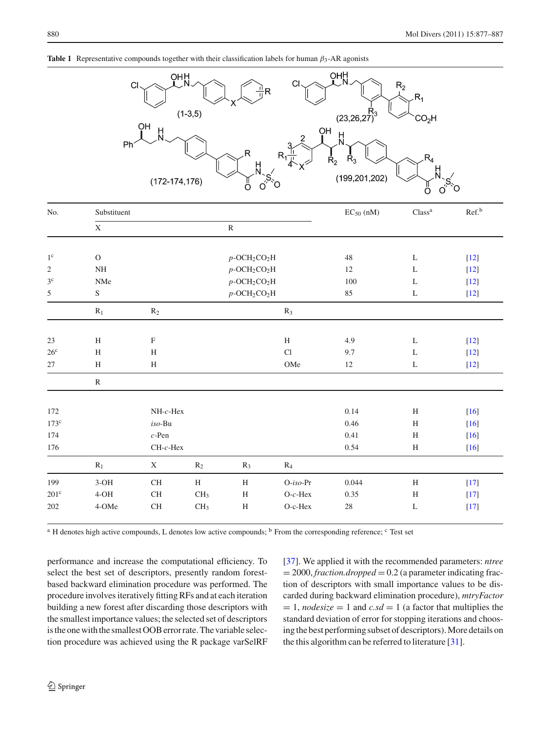**Table 1** Representative compounds together with their classification labels for human $\beta_3$-AR agonists

| No. | Substituent | | | | | $EC_{50}$ (nM) | Class[a] | Ref.[b] |
|---|---|---|---|---|---|---|---|---|
| | X | | | R | | | | |
| 1[c] | O | | | p-$OCH_2CO_2H$ | | 48 | L | [12] |
| 2 | NH | | | p-$OCH_2CO_2H$ | | 12 | L | [12] |
| 3[c] | NMe | | | p-$OCH_2CO_2H$ | | 100 | L | [12] |
| 5 | S | | | p-$OCH_2CO_2H$ | | 85 | L | [12] |
| | $R_1$ | $R_2$ | | | $R_3$ | | | |
| 23 | H | F | | | H | 4.9 | L | [12] |
| 26[c] | H | H | | | Cl | 9.7 | L | [12] |
| 27 | H | H | | | OMe | 12 | L | [12] |
| | R | | | | | | | |
| 172 | | NH-c-Hex | | | | 0.14 | H | [16] |
| 173[c] | | iso-Bu | | | | 0.46 | H | [16] |
| 174 | | c-Pen | | | | 0.41 | H | [16] |
| 176 | | CH-c-Hex | | | | 0.54 | H | [16] |
| | $R_1$ | X | $R_2$ | $R_3$ | $R_4$ | | | |
| 199 | 3-OH | CH | H | H | O-iso-Pr | 0.044 | H | [17] |
| 201[c] | 4-OH | CH | $CH_3$ | H | O-c-Hex | 0.35 | H | [17] |
| 202 | 4-OMe | CH | $CH_3$ | H | O-c-Hex | 28 | L | [17] |

[a] H denotes high active compounds, L denotes low active compounds; [b] From the corresponding reference; [c] Test set

performance and increase the computational efficiency. To select the best set of descriptors, presently random forest-based backward elimination procedure was performed. The procedure involves iteratively fitting RFs and at each iteration building a new forest after discarding those descriptors with the smallest importance values; the selected set of descriptors is the one with the smallest OOB error rate. The variable selection procedure was achieved using the R package varSelRF [37]. We applied it with the recommended parameters: *ntree* = 2000, *fraction.dropped* = 0.2 (a parameter indicating fraction of descriptors with small importance values to be discarded during backward elimination procedure), *mtryFactor* = 1, *nodesize* = 1 and *c.sd* = 1 (a factor that multiplies the standard deviation of error for stopping iterations and choosing the best performing subset of descriptors). More details on the this algorithm can be referred to literature [31].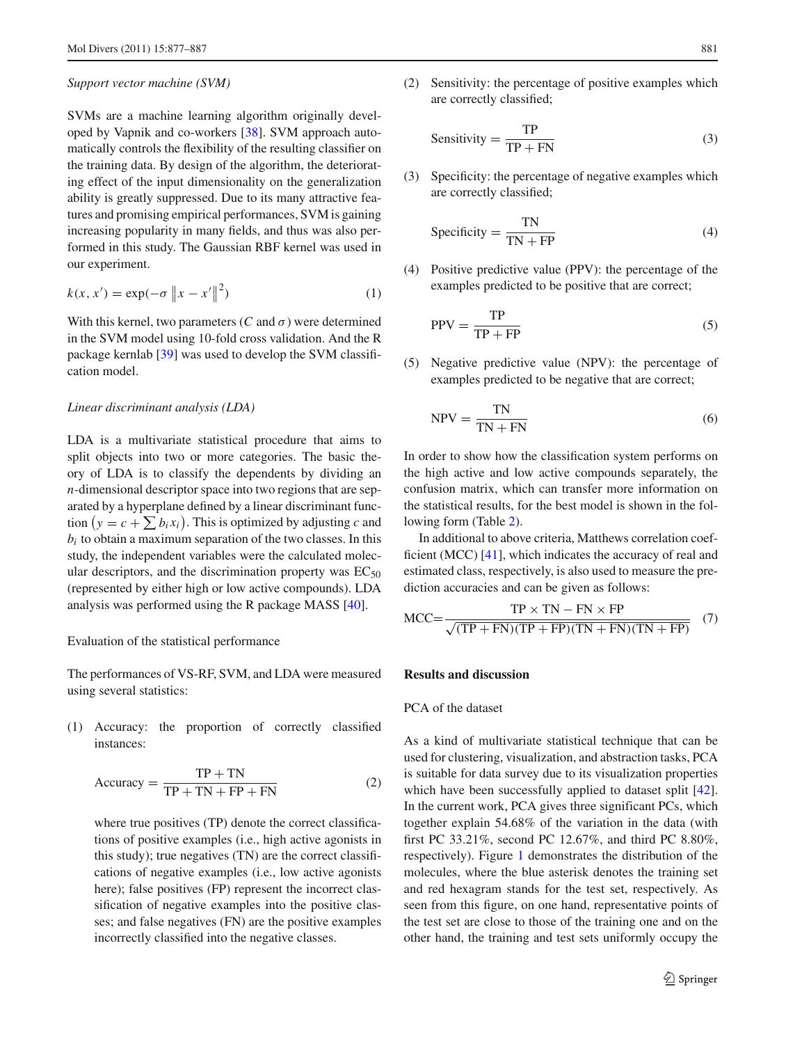*Support vector machine (SVM)*

SVMs are a machine learning algorithm originally developed by Vapnik and co-workers [38]. SVM approach automatically controls the flexibility of the resulting classifier on the training data. By design of the algorithm, the deteriorating effect of the input dimensionality on the generalization ability is greatly suppressed. Due to its many attractive features and promising empirical performances, SVM is gaining increasing popularity in many fields, and thus was also performed in this study. The Gaussian RBF kernel was used in our experiment.

$$k(x, x') = \exp(-\sigma \left\|x - x'\right\|^2) \tag{1}$$

With this kernel, two parameters ($C$ and $\sigma$) were determined in the SVM model using 10-fold cross validation. And the R package kernlab [39] was used to develop the SVM classification model.

*Linear discriminant analysis (LDA)*

LDA is a multivariate statistical procedure that aims to split objects into two or more categories. The basic theory of LDA is to classify the dependents by dividing an $n$-dimensional descriptor space into two regions that are separated by a hyperplane defined by a linear discriminant function $\left(y = c + \sum b_i x_i\right)$. This is optimized by adjusting $c$ and $b_i$ to obtain a maximum separation of the two classes. In this study, the independent variables were the calculated molecular descriptors, and the discrimination property was $EC_{50}$ (represented by either high or low active compounds). LDA analysis was performed using the R package MASS [40].

Evaluation of the statistical performance

The performances of VS-RF, SVM, and LDA were measured using several statistics:

(1) Accuracy: the proportion of correctly classified instances:

$$\text{Accuracy} = \frac{\text{TP} + \text{TN}}{\text{TP} + \text{TN} + \text{FP} + \text{FN}} \tag{2}$$

where true positives (TP) denote the correct classifications of positive examples (i.e., high active agonists in this study); true negatives (TN) are the correct classifications of negative examples (i.e., low active agonists here); false positives (FP) represent the incorrect classification of negative examples into the positive classes; and false negatives (FN) are the positive examples incorrectly classified into the negative classes.

(2) Sensitivity: the percentage of positive examples which are correctly classified;

$$\text{Sensitivity} = \frac{\text{TP}}{\text{TP} + \text{FN}} \tag{3}$$

(3) Specificity: the percentage of negative examples which are correctly classified;

$$\text{Specificity} = \frac{\text{TN}}{\text{TN} + \text{FP}} \tag{4}$$

(4) Positive predictive value (PPV): the percentage of the examples predicted to be positive that are correct;

$$\text{PPV} = \frac{\text{TP}}{\text{TP} + \text{FP}} \tag{5}$$

(5) Negative predictive value (NPV): the percentage of examples predicted to be negative that are correct;

$$\text{NPV} = \frac{\text{TN}}{\text{TN} + \text{FN}} \tag{6}$$

In order to show how the classification system performs on the high active and low active compounds separately, the confusion matrix, which can transfer more information on the statistical results, for the best model is shown in the following form (Table 2).

In additional to above criteria, Matthews correlation coefficient (MCC) [41], which indicates the accuracy of real and estimated class, respectively, is also used to measure the prediction accuracies and can be given as follows:

$$\text{MCC} = \frac{\text{TP} \times \text{TN} - \text{FN} \times \text{FP}}{\sqrt{(\text{TP} + \text{FN})(\text{TP} + \text{FP})(\text{TN} + \text{FN})(\text{TN} + \text{FP})}} \tag{7}$$

## Results and discussion

PCA of the dataset

As a kind of multivariate statistical technique that can be used for clustering, visualization, and abstraction tasks, PCA is suitable for data survey due to its visualization properties which have been successfully applied to dataset split [42]. In the current work, PCA gives three significant PCs, which together explain 54.68% of the variation in the data (with first PC 33.21%, second PC 12.67%, and third PC 8.80%, respectively). Figure 1 demonstrates the distribution of the molecules, where the blue asterisk denotes the training set and red hexagram stands for the test set, respectively. As seen from this figure, on one hand, representative points of the test set are close to those of the training one and on the other hand, the training and test sets uniformly occupy the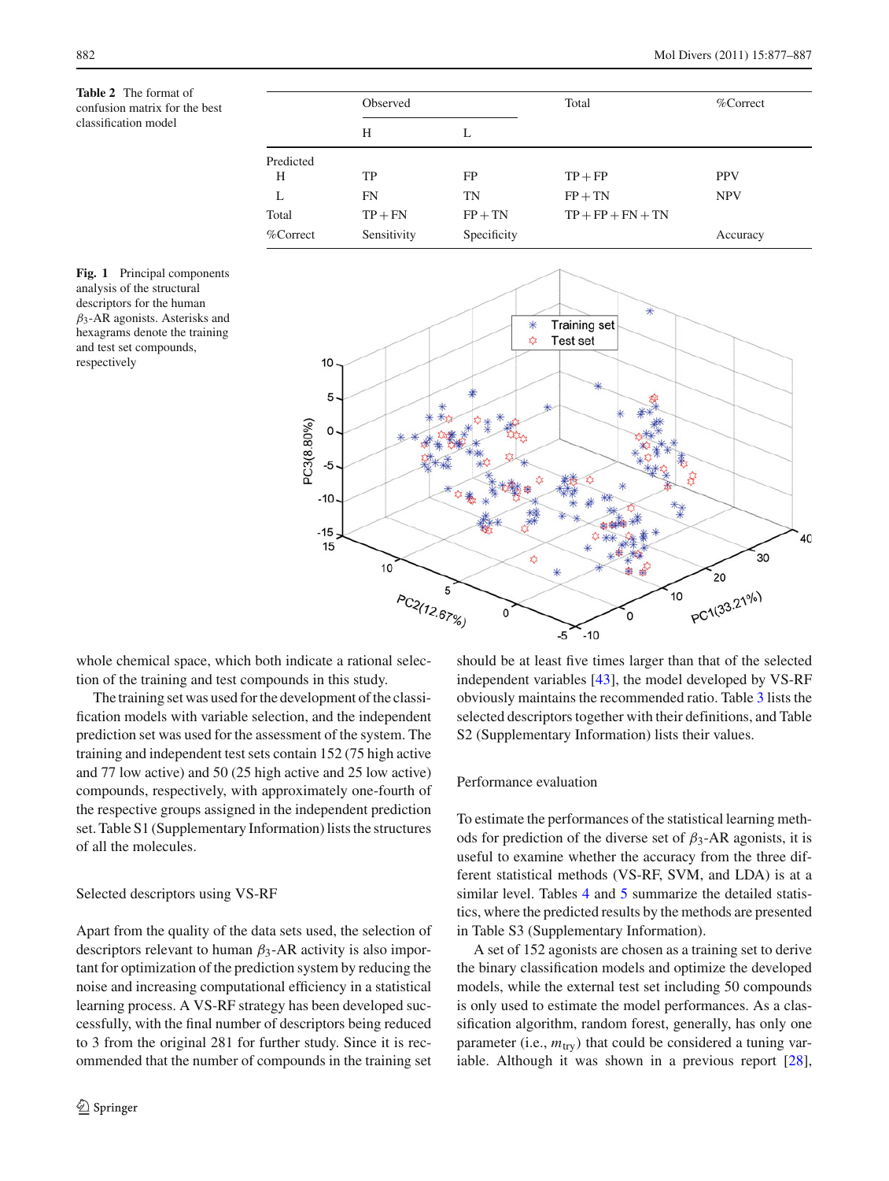**Table 2** The format of confusion matrix for the best classification model

| | Observed | | Total | %Correct |
|---|---|---|---|---|
| | H | L | | |
| Predicted | | | | |
| H | TP | FP | TP + FP | PPV |
| L | FN | TN | FP + TN | NPV |
| Total | TP + FN | FP + TN | TP + FP + FN + TN | |
| %Correct | Sensitivity | Specificity | | Accuracy |

**Fig. 1** Principal components analysis of the structural descriptors for the human $\beta_3$-AR agonists. Asterisks and hexagrams denote the training and test set compounds, respectively

whole chemical space, which both indicate a rational selection of the training and test compounds in this study.

The training set was used for the development of the classification models with variable selection, and the independent prediction set was used for the assessment of the system. The training and independent test sets contain 152 (75 high active and 77 low active) and 50 (25 high active and 25 low active) compounds, respectively, with approximately one-fourth of the respective groups assigned in the independent prediction set. Table S1 (Supplementary Information) lists the structures of all the molecules.

## Selected descriptors using VS-RF

Apart from the quality of the data sets used, the selection of descriptors relevant to human $\beta_3$-AR activity is also important for optimization of the prediction system by reducing the noise and increasing computational efficiency in a statistical learning process. A VS-RF strategy has been developed successfully, with the final number of descriptors being reduced to 3 from the original 281 for further study. Since it is recommended that the number of compounds in the training set should be at least five times larger than that of the selected independent variables [43], the model developed by VS-RF obviously maintains the recommended ratio. Table 3 lists the selected descriptors together with their definitions, and Table S2 (Supplementary Information) lists their values.

## Performance evaluation

To estimate the performances of the statistical learning methods for prediction of the diverse set of $\beta_3$-AR agonists, it is useful to examine whether the accuracy from the three different statistical methods (VS-RF, SVM, and LDA) is at a similar level. Tables 4 and 5 summarize the detailed statistics, where the predicted results by the methods are presented in Table S3 (Supplementary Information).

A set of 152 agonists are chosen as a training set to derive the binary classification models and optimize the developed models, while the external test set including 50 compounds is only used to estimate the model performances. As a classification algorithm, random forest, generally, has only one parameter (i.e., $m_{try}$) that could be considered a tuning variable. Although it was shown in a previous report [28],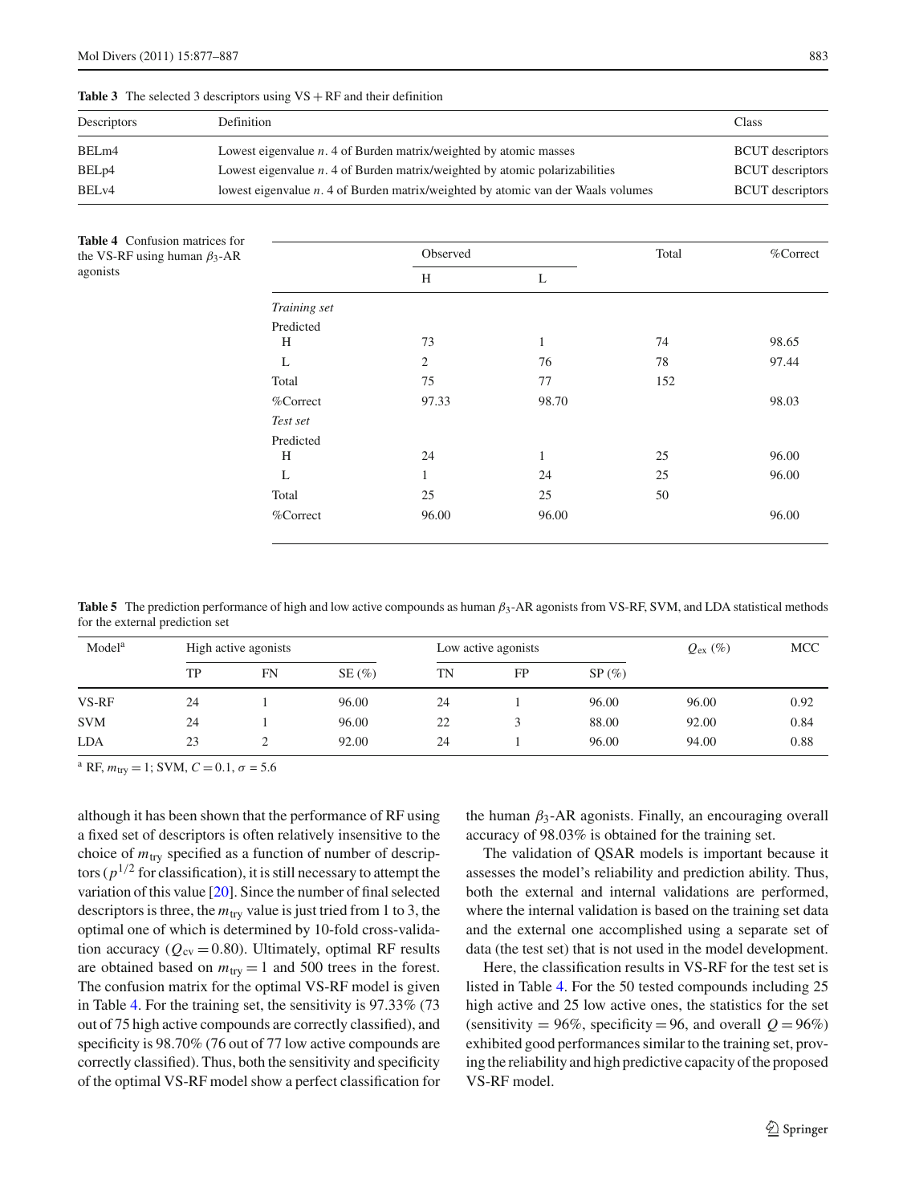**Table 3** The selected 3 descriptors using VS + RF and their definition

| Descriptors | Definition | Class |
|---|---|---|
| BELm4 | Lowest eigenvalue $n$. 4 of Burden matrix/weighted by atomic masses | BCUT descriptors |
| BELp4 | Lowest eigenvalue $n$. 4 of Burden matrix/weighted by atomic polarizabilities | BCUT descriptors |
| BELv4 | lowest eigenvalue $n$. 4 of Burden matrix/weighted by atomic van der Waals volumes | BCUT descriptors |

**Table 4** Confusion matrices for the VS-RF using human $\beta_3$-AR agonists

| | Observed | | Total | %Correct |
|---|---|---|---|---|
| | H | L | | |
| *Training set* | | | | |
| Predicted | | | | |
| H | 73 | 1 | 74 | 98.65 |
| L | 2 | 76 | 78 | 97.44 |
| Total | 75 | 77 | 152 | |
| %Correct | 97.33 | 98.70 | | 98.03 |
| *Test set* | | | | |
| Predicted | | | | |
| H | 24 | 1 | 25 | 96.00 |
| L | 1 | 24 | 25 | 96.00 |
| Total | 25 | 25 | 50 | |
| %Correct | 96.00 | 96.00 | | 96.00 |

**Table 5** The prediction performance of high and low active compounds as human $\beta_3$-AR agonists from VS-RF, SVM, and LDA statistical methods for the external prediction set

| Model[a] | High active agonists | | | Low active agonists | | | $Q_{\mathrm{ex}}$ (%) | MCC |
|---|---|---|---|---|---|---|---|---|
| | TP | FN | SE (%) | TN | FP | SP (%) | | |
| VS-RF | 24 | 1 | 96.00 | 24 | 1 | 96.00 | 96.00 | 0.92 |
| SVM | 24 | 1 | 96.00 | 22 | 3 | 88.00 | 92.00 | 0.84 |
| LDA | 23 | 2 | 92.00 | 24 | 1 | 96.00 | 94.00 | 0.88 |

[a] RF, $m_{\mathrm{try}} = 1$; SVM, $C = 0.1$, $\sigma = 5.6$

although it has been shown that the performance of RF using a fixed set of descriptors is often relatively insensitive to the choice of $m_{\mathrm{try}}$ specified as a function of number of descriptors ($p^{1/2}$ for classification), it is still necessary to attempt the variation of this value [20]. Since the number of final selected descriptors is three, the $m_{\mathrm{try}}$ value is just tried from 1 to 3, the optimal one of which is determined by 10-fold cross-validation accuracy ($Q_{\mathrm{cv}} = 0.80$). Ultimately, optimal RF results are obtained based on $m_{\mathrm{try}} = 1$ and 500 trees in the forest. The confusion matrix for the optimal VS-RF model is given in Table 4. For the training set, the sensitivity is 97.33% (73 out of 75 high active compounds are correctly classified), and specificity is 98.70% (76 out of 77 low active compounds are correctly classified). Thus, both the sensitivity and specificity of the optimal VS-RF model show a perfect classification for the human $\beta_3$-AR agonists. Finally, an encouraging overall accuracy of 98.03% is obtained for the training set.

The validation of QSAR models is important because it assesses the model's reliability and prediction ability. Thus, both the external and internal validations are performed, where the internal validation is based on the training set data and the external one accomplished using a separate set of data (the test set) that is not used in the model development.

Here, the classification results in VS-RF for the test set is listed in Table 4. For the 50 tested compounds including 25 high active and 25 low active ones, the statistics for the set (sensitivity = 96%, specificity = 96, and overall $Q = 96\%$) exhibited good performances similar to the training set, proving the reliability and high predictive capacity of the proposed VS-RF model.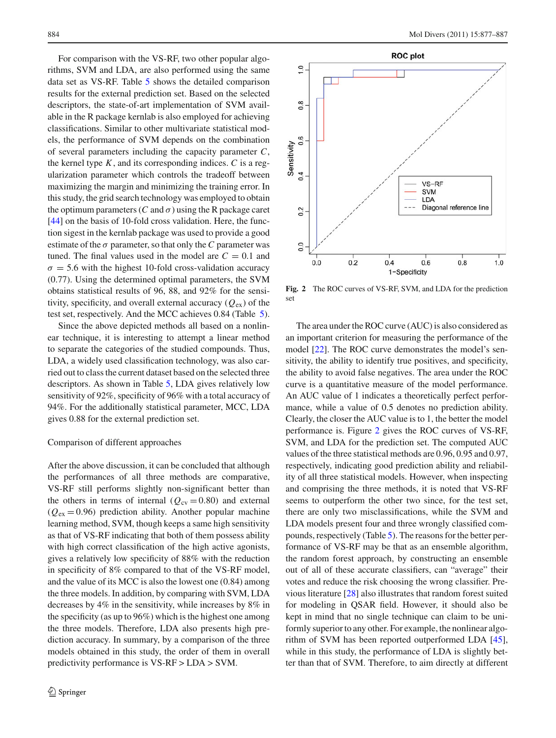For comparison with the VS-RF, two other popular algorithms, SVM and LDA, are also performed using the same data set as VS-RF. Table 5 shows the detailed comparison results for the external prediction set. Based on the selected descriptors, the state-of-art implementation of SVM available in the R package kernlab is also employed for achieving classifications. Similar to other multivariate statistical models, the performance of SVM depends on the combination of several parameters including the capacity parameter $C$, the kernel type $K$, and its corresponding indices. $C$ is a regularization parameter which controls the tradeoff between maximizing the margin and minimizing the training error. In this study, the grid search technology was employed to obtain the optimum parameters ($C$ and $\sigma$) using the R package caret [44] on the basis of 10-fold cross validation. Here, the function sigest in the kernlab package was used to provide a good estimate of the $\sigma$ parameter, so that only the $C$ parameter was tuned. The final values used in the model are $C = 0.1$ and $\sigma = 5.6$ with the highest 10-fold cross-validation accuracy (0.77). Using the determined optimal parameters, the SVM obtains statistical results of 96, 88, and 92% for the sensitivity, specificity, and overall external accuracy ($Q_{\mathrm{ex}}$) of the test set, respectively. And the MCC achieves 0.84 (Table 5).

Since the above depicted methods all based on a nonlinear technique, it is interesting to attempt a linear method to separate the categories of the studied compounds. Thus, LDA, a widely used classification technology, was carried out to class the current dataset based on the selected three descriptors. As shown in Table 5, LDA gives relatively low sensitivity of 92%, specificity of 96% with a total accuracy of 94%. For the additionally statistical parameter, MCC, LDA gives 0.88 for the external prediction set.

## Comparison of different approaches

After the above discussion, it can be concluded that although the performances of all three methods are comparative, VS-RF still performs slightly non-significant better than the others in terms of internal ($Q_{\mathrm{cv}} = 0.80$) and external ($Q_{\mathrm{ex}} = 0.96$) prediction ability. Another popular machine learning method, SVM, though keeps a same high sensitivity as that of VS-RF indicating that both of them possess ability with high correct classification of the high active agonists, gives a relatively low specificity of 88% with the reduction in specificity of 8% compared to that of the VS-RF model, and the value of its MCC is also the lowest one (0.84) among the three models. In addition, by comparing with SVM, LDA decreases by 4% in the sensitivity, while increases by 8% in the specificity (as up to 96%) which is the highest one among the three models. Therefore, LDA also presents high prediction accuracy. In summary, by a comparison of the three models obtained in this study, the order of them in overall predictivity performance is VS-RF > LDA > SVM.

Fig. 2 The ROC curves of VS-RF, SVM, and LDA for the prediction set

The area under the ROC curve (AUC) is also considered as an important criterion for measuring the performance of the model [22]. The ROC curve demonstrates the model's sensitivity, the ability to identify true positives, and specificity, the ability to avoid false negatives. The area under the ROC curve is a quantitative measure of the model performance. An AUC value of 1 indicates a theoretically perfect performance, while a value of 0.5 denotes no prediction ability. Clearly, the closer the AUC value is to 1, the better the model performance is. Figure 2 gives the ROC curves of VS-RF, SVM, and LDA for the prediction set. The computed AUC values of the three statistical methods are 0.96, 0.95 and 0.97, respectively, indicating good prediction ability and reliability of all three statistical models. However, when inspecting and comprising the three methods, it is noted that VS-RF seems to outperform the other two since, for the test set, there are only two misclassifications, while the SVM and LDA models present four and three wrongly classified compounds, respectively (Table 5). The reasons for the better performance of VS-RF may be that as an ensemble algorithm, the random forest approach, by constructing an ensemble out of all of these accurate classifiers, can "average" their votes and reduce the risk choosing the wrong classifier. Previous literature [28] also illustrates that random forest suited for modeling in QSAR field. However, it should also be kept in mind that no single technique can claim to be uniformly superior to any other. For example, the nonlinear algorithm of SVM has been reported outperformed LDA [45], while in this study, the performance of LDA is slightly better than that of SVM. Therefore, to aim directly at different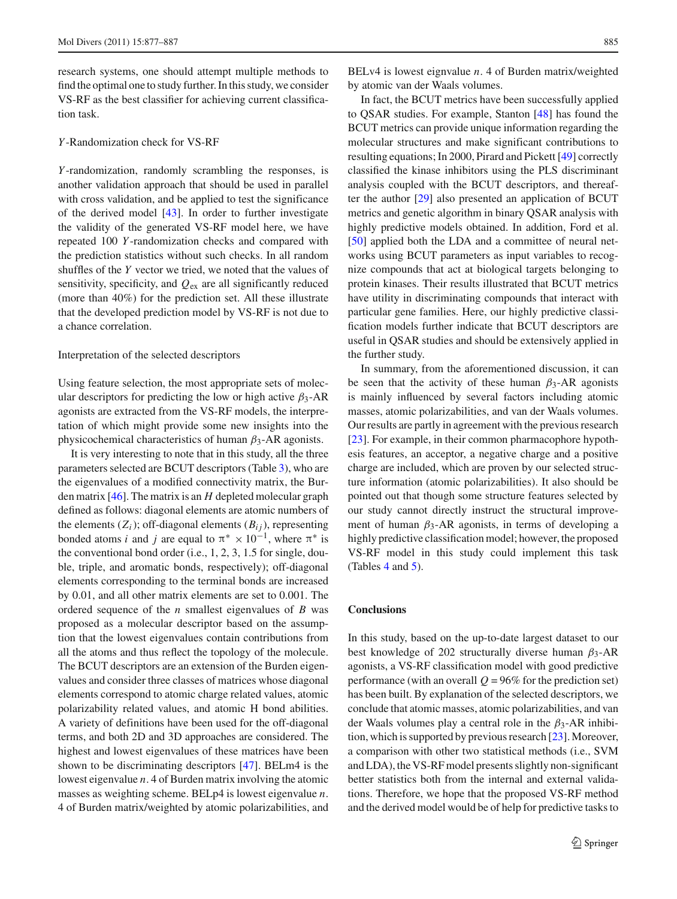research systems, one should attempt multiple methods to find the optimal one to study further. In this study, we consider VS-RF as the best classifier for achieving current classification task.

### *Y*-Randomization check for VS-RF

*Y*-randomization, randomly scrambling the responses, is another validation approach that should be used in parallel with cross validation, and be applied to test the significance of the derived model [43]. In order to further investigate the validity of the generated VS-RF model here, we have repeated 100 *Y*-randomization checks and compared with the prediction statistics without such checks. In all random shuffles of the *Y* vector we tried, we noted that the values of sensitivity, specificity, and $Q_{\mathrm{ex}}$ are all significantly reduced (more than 40%) for the prediction set. All these illustrate that the developed prediction model by VS-RF is not due to a chance correlation.

### Interpretation of the selected descriptors

Using feature selection, the most appropriate sets of molecular descriptors for predicting the low or high active $\beta_3$-AR agonists are extracted from the VS-RF models, the interpretation of which might provide some new insights into the physicochemical characteristics of human $\beta_3$-AR agonists.

It is very interesting to note that in this study, all the three parameters selected are BCUT descriptors (Table 3), who are the eigenvalues of a modified connectivity matrix, the Burden matrix [46]. The matrix is an *H* depleted molecular graph defined as follows: diagonal elements are atomic numbers of the elements ($Z_i$); off-diagonal elements ($B_{ij}$), representing bonded atoms *i* and *j* are equal to $\pi^* \times 10^{-1}$, where $\pi^*$ is the conventional bond order (i.e., 1, 2, 3, 1.5 for single, double, triple, and aromatic bonds, respectively); off-diagonal elements corresponding to the terminal bonds are increased by 0.01, and all other matrix elements are set to 0.001. The ordered sequence of the *n* smallest eigenvalues of *B* was proposed as a molecular descriptor based on the assumption that the lowest eigenvalues contain contributions from all the atoms and thus reflect the topology of the molecule. The BCUT descriptors are an extension of the Burden eigenvalues and consider three classes of matrices whose diagonal elements correspond to atomic charge related values, atomic polarizability related values, and atomic H bond abilities. A variety of definitions have been used for the off-diagonal terms, and both 2D and 3D approaches are considered. The highest and lowest eigenvalues of these matrices have been shown to be discriminating descriptors [47]. BELm4 is the lowest eigenvalue *n*. 4 of Burden matrix involving the atomic masses as weighting scheme. BELp4 is lowest eigenvalue *n*. 4 of Burden matrix/weighted by atomic polarizabilities, and BELv4 is lowest eignvalue *n*. 4 of Burden matrix/weighted by atomic van der Waals volumes.

In fact, the BCUT metrics have been successfully applied to QSAR studies. For example, Stanton [48] has found the BCUT metrics can provide unique information regarding the molecular structures and make significant contributions to resulting equations; In 2000, Pirard and Pickett [49] correctly classified the kinase inhibitors using the PLS discriminant analysis coupled with the BCUT descriptors, and thereafter the author [29] also presented an application of BCUT metrics and genetic algorithm in binary QSAR analysis with highly predictive models obtained. In addition, Ford et al. [50] applied both the LDA and a committee of neural networks using BCUT parameters as input variables to recognize compounds that act at biological targets belonging to protein kinases. Their results illustrated that BCUT metrics have utility in discriminating compounds that interact with particular gene families. Here, our highly predictive classification models further indicate that BCUT descriptors are useful in QSAR studies and should be extensively applied in the further study.

In summary, from the aforementioned discussion, it can be seen that the activity of these human $\beta_3$-AR agonists is mainly influenced by several factors including atomic masses, atomic polarizabilities, and van der Waals volumes. Our results are partly in agreement with the previous research [23]. For example, in their common pharmacophore hypothesis features, an acceptor, a negative charge and a positive charge are included, which are proven by our selected structure information (atomic polarizabilities). It also should be pointed out that though some structure features selected by our study cannot directly instruct the structural improvement of human $\beta_3$-AR agonists, in terms of developing a highly predictive classification model; however, the proposed VS-RF model in this study could implement this task (Tables 4 and 5).

## Conclusions

In this study, based on the up-to-date largest dataset to our best knowledge of 202 structurally diverse human $\beta_3$-AR agonists, a VS-RF classification model with good predictive performance (with an overall $Q = 96\%$ for the prediction set) has been built. By explanation of the selected descriptors, we conclude that atomic masses, atomic polarizabilities, and van der Waals volumes play a central role in the $\beta_3$-AR inhibition, which is supported by previous research [23]. Moreover, a comparison with other two statistical methods (i.e., SVM and LDA), the VS-RF model presents slightly non-significant better statistics both from the internal and external validations. Therefore, we hope that the proposed VS-RF method and the derived model would be of help for predictive tasks to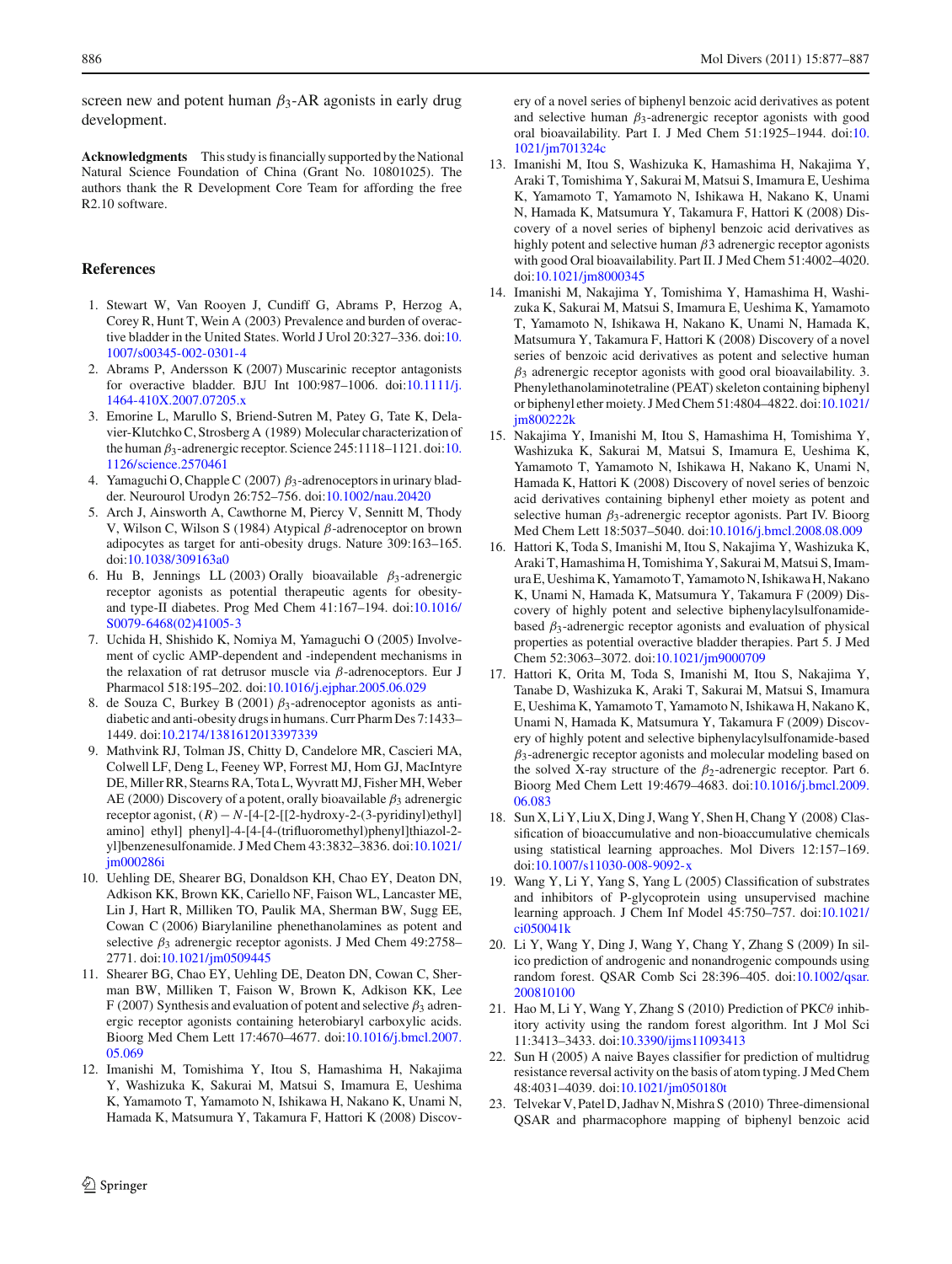screen new and potent human $\beta_3$-AR agonists in early drug development.

**Acknowledgments** This study is financially supported by the National Natural Science Foundation of China (Grant No. 10801025). The authors thank the R Development Core Team for affording the free R2.10 software.

## References

1. Stewart W, Van Rooyen J, Cundiff G, Abrams P, Herzog A, Corey R, Hunt T, Wein A (2003) Prevalence and burden of overactive bladder in the United States. World J Urol 20:327–336. doi:10.1007/s00345-002-0301-4
2. Abrams P, Andersson K (2007) Muscarinic receptor antagonists for overactive bladder. BJU Int 100:987–1006. doi:10.1111/j.1464-410X.2007.07205.x
3. Emorine L, Marullo S, Briend-Sutren M, Patey G, Tate K, Delavier-Klutchko C, Strosberg A (1989) Molecular characterization of the human $\beta_3$-adrenergic receptor. Science 245:1118–1121. doi:10.1126/science.2570461
4. Yamaguchi O, Chapple C (2007) $\beta_3$-adrenoceptors in urinary bladder. Neurourol Urodyn 26:752–756. doi:10.1002/nau.20420
5. Arch J, Ainsworth A, Cawthorne M, Piercy V, Sennitt M, Thody V, Wilson C, Wilson S (1984) Atypical $\beta$-adrenoceptor on brown adipocytes as target for anti-obesity drugs. Nature 309:163–165. doi:10.1038/309163a0
6. Hu B, Jennings LL (2003) Orally bioavailable $\beta_3$-adrenergic receptor agonists as potential therapeutic agents for obesity- and type-II diabetes. Prog Med Chem 41:167–194. doi:10.1016/S0079-6468(02)41005-3
7. Uchida H, Shishido K, Nomiya M, Yamaguchi O (2005) Involvement of cyclic AMP-dependent and -independent mechanisms in the relaxation of rat detrusor muscle via $\beta$-adrenoceptors. Eur J Pharmacol 518:195–202. doi:10.1016/j.ejphar.2005.06.029
8. de Souza C, Burkey B (2001) $\beta_3$-adrenoceptor agonists as anti-diabetic and anti-obesity drugs in humans. Curr Pharm Des 7:1433–1449. doi:10.2174/1381612013397339
9. Mathvink RJ, Tolman JS, Chitty D, Candelore MR, Cascieri MA, Colwell LF, Deng L, Feeney WP, Forrest MJ, Hom GJ, MacIntyre DE, Miller RR, Stearns RA, Tota L, Wyvratt MJ, Fisher MH, Weber AE (2000) Discovery of a potent, orally bioavailable $\beta_3$ adrenergic receptor agonist, $(R)-N$-[4-[2-[[2-hydroxy-2-(3-pyridinyl)ethyl] amino] ethyl] phenyl]-4-[4-[4-(trifluoromethyl)phenyl]thiazol-2-yl]benzenesulfonamide. J Med Chem 43:3832–3836. doi:10.1021/jm000286i
10. Uehling DE, Shearer BG, Donaldson KH, Chao EY, Deaton DN, Adkison KK, Brown KK, Cariello NF, Faison WL, Lancaster ME, Lin J, Hart R, Milliken TO, Paulik MA, Sherman BW, Sugg EE, Cowan C (2006) Biarylaniline phenethanolamines as potent and selective $\beta_3$ adrenergic receptor agonists. J Med Chem 49:2758–2771. doi:10.1021/jm0509445
11. Shearer BG, Chao EY, Uehling DE, Deaton DN, Cowan C, Sherman BW, Milliken T, Faison W, Brown K, Adkison KK, Lee F (2007) Synthesis and evaluation of potent and selective $\beta_3$ adrenergic receptor agonists containing heterobiaryl carboxylic acids. Bioorg Med Chem Lett 17:4670–4677. doi:10.1016/j.bmcl.2007.05.069
12. Imanishi M, Tomishima Y, Itou S, Hamashima H, Nakajima Y, Washizuka K, Sakurai M, Matsui S, Imamura E, Ueshima K, Yamamoto T, Yamamoto N, Ishikawa H, Nakano K, Unami N, Hamada K, Matsumura Y, Takamura F, Hattori K (2008) Discovery of a novel series of biphenyl benzoic acid derivatives as potent and selective human $\beta_3$-adrenergic receptor agonists with good oral bioavailability. Part I. J Med Chem 51:1925–1944. doi:10.1021/jm701324c
13. Imanishi M, Itou S, Washizuka K, Hamashima H, Nakajima Y, Araki T, Tomishima Y, Sakurai M, Matsui S, Imamura E, Ueshima K, Yamamoto T, Yamamoto N, Ishikawa H, Nakano K, Unami N, Hamada K, Matsumura Y, Takamura F, Hattori K (2008) Discovery of a novel series of biphenyl benzoic acid derivatives as highly potent and selective human $\beta3$ adrenergic receptor agonists with good Oral bioavailability. Part II. J Med Chem 51:4002–4020. doi:10.1021/jm8000345
14. Imanishi M, Nakajima Y, Tomishima Y, Hamashima H, Washizuka K, Sakurai M, Matsui S, Imamura E, Ueshima K, Yamamoto T, Yamamoto N, Ishikawa H, Nakano K, Unami N, Hamada K, Matsumura Y, Takamura F, Hattori K (2008) Discovery of a novel series of benzoic acid derivatives as potent and selective human $\beta_3$ adrenergic receptor agonists with good oral bioavailability. 3. Phenylethanolaminotetraline (PEAT) skeleton containing biphenyl or biphenyl ether moiety. J Med Chem 51:4804–4822. doi:10.1021/jm800222k
15. Nakajima Y, Imanishi M, Itou S, Hamashima H, Tomishima Y, Washizuka K, Sakurai M, Matsui S, Imamura E, Ueshima K, Yamamoto T, Yamamoto N, Ishikawa H, Nakano K, Unami N, Hamada K, Hattori K (2008) Discovery of novel series of benzoic acid derivatives containing biphenyl ether moiety as potent and selective human $\beta_3$-adrenergic receptor agonists. Part IV. Bioorg Med Chem Lett 18:5037–5040. doi:10.1016/j.bmcl.2008.08.009
16. Hattori K, Toda S, Imanishi M, Itou S, Nakajima Y, Washizuka K, Araki T, Hamashima H, Tomishima Y, Sakurai M, Matsui S, Imamura E, Ueshima K, Yamamoto T, Yamamoto N, Ishikawa H, Nakano K, Unami N, Hamada K, Matsumura Y, Takamura F (2009) Discovery of highly potent and selective biphenylacylsulfonamide-based $\beta_3$-adrenergic receptor agonists and evaluation of physical properties as potential overactive bladder therapies. Part 5. J Med Chem 52:3063–3072. doi:10.1021/jm9000709
17. Hattori K, Orita M, Toda S, Imanishi M, Itou S, Nakajima Y, Tanabe D, Washizuka K, Araki T, Sakurai M, Matsui S, Imamura E, Ueshima K, Yamamoto T, Yamamoto N, Ishikawa H, Nakano K, Unami N, Hamada K, Matsumura Y, Takamura F (2009) Discovery of highly potent and selective biphenylacylsulfonamide-based $\beta_3$-adrenergic receptor agonists and molecular modeling based on the solved X-ray structure of the $\beta_2$-adrenergic receptor. Part 6. Bioorg Med Chem Lett 19:4679–4683. doi:10.1016/j.bmcl.2009.06.083
18. Sun X, Li Y, Liu X, Ding J, Wang Y, Shen H, Chang Y (2008) Classification of bioaccumulative and non-bioaccumulative chemicals using statistical learning approaches. Mol Divers 12:157–169. doi:10.1007/s11030-008-9092-x
19. Wang Y, Li Y, Yang S, Yang L (2005) Classification of substrates and inhibitors of P-glycoprotein using unsupervised machine learning approach. J Chem Inf Model 45:750–757. doi:10.1021/ci050041k
20. Li Y, Wang Y, Ding J, Wang Y, Chang Y, Zhang S (2009) In silico prediction of androgenic and nonandrogenic compounds using random forest. QSAR Comb Sci 28:396–405. doi:10.1002/qsar.200810100
21. Hao M, Li Y, Wang Y, Zhang S (2010) Prediction of PKC$\theta$ inhibitory activity using the random forest algorithm. Int J Mol Sci 11:3413–3433. doi:10.3390/ijms11093413
22. Sun H (2005) A naive Bayes classifier for prediction of multidrug resistance reversal activity on the basis of atom typing. J Med Chem 48:4031–4039. doi:10.1021/jm050180t
23. Telvekar V, Patel D, Jadhav N, Mishra S (2010) Three-dimensional QSAR and pharmacophore mapping of biphenyl benzoic acid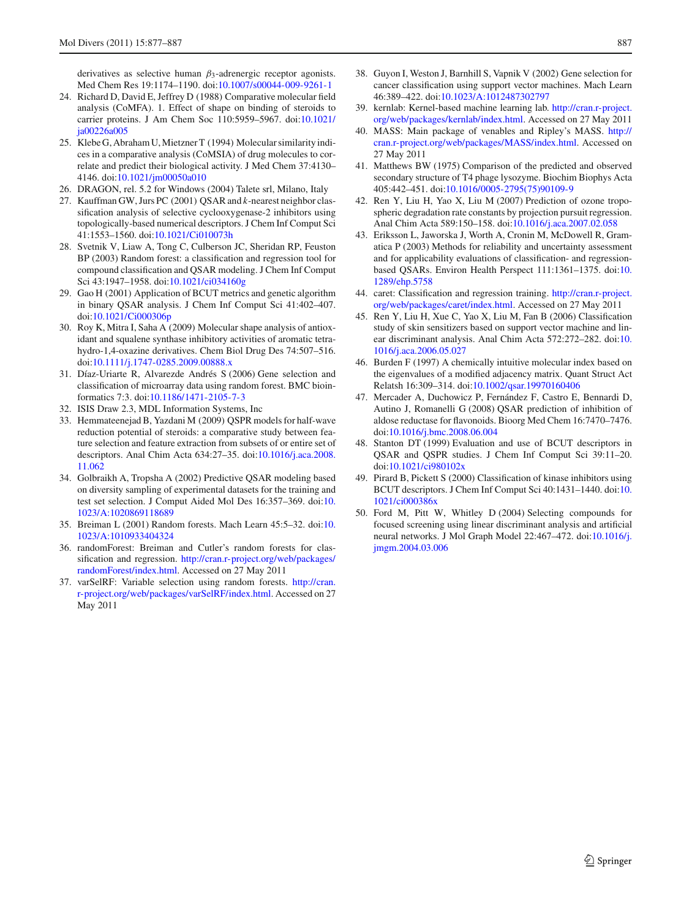derivatives as selective human $\beta_3$-adrenergic receptor agonists. Med Chem Res 19:1174–1190. doi:10.1007/s00044-009-9261-1

24. Richard D, David E, Jeffrey D (1988) Comparative molecular field analysis (CoMFA). 1. Effect of shape on binding of steroids to carrier proteins. J Am Chem Soc 110:5959–5967. doi:10.1021/ja00226a005
25. Klebe G, Abraham U, Mietzner T (1994) Molecular similarity indices in a comparative analysis (CoMSIA) of drug molecules to correlate and predict their biological activity. J Med Chem 37:4130–4146. doi:10.1021/jm00050a010
26. DRAGON, rel. 5.2 for Windows (2004) Talete srl, Milano, Italy
27. Kauffman GW, Jurs PC (2001) QSAR and *k*-nearest neighbor classification analysis of selective cyclooxygenase-2 inhibitors using topologically-based numerical descriptors. J Chem Inf Comput Sci 41:1553–1560. doi:10.1021/Ci010073h
28. Svetnik V, Liaw A, Tong C, Culberson JC, Sheridan RP, Feuston BP (2003) Random forest: a classification and regression tool for compound classification and QSAR modeling. J Chem Inf Comput Sci 43:1947–1958. doi:10.1021/ci034160g
29. Gao H (2001) Application of BCUT metrics and genetic algorithm in binary QSAR analysis. J Chem Inf Comput Sci 41:402–407. doi:10.1021/Ci000306p
30. Roy K, Mitra I, Saha A (2009) Molecular shape analysis of antioxidant and squalene synthase inhibitory activities of aromatic tetrahydro-1,4-oxazine derivatives. Chem Biol Drug Des 74:507–516. doi:10.1111/j.1747-0285.2009.00888.x
31. Díaz-Uriarte R, Alvarezde Andrés S (2006) Gene selection and classification of microarray data using random forest. BMC bioinformatics 7:3. doi:10.1186/1471-2105-7-3
32. ISIS Draw 2.3, MDL Information Systems, Inc
33. Hemmateenejad B, Yazdani M (2009) QSPR models for half-wave reduction potential of steroids: a comparative study between feature selection and feature extraction from subsets of or entire set of descriptors. Anal Chim Acta 634:27–35. doi:10.1016/j.aca.2008.11.062
34. Golbraikh A, Tropsha A (2002) Predictive QSAR modeling based on diversity sampling of experimental datasets for the training and test set selection. J Comput Aided Mol Des 16:357–369. doi:10.1023/A:1020869118689
35. Breiman L (2001) Random forests. Mach Learn 45:5–32. doi:10.1023/A:1010933404324
36. randomForest: Breiman and Cutler's random forests for classification and regression. http://cran.r-project.org/web/packages/randomForest/index.html. Accessed on 27 May 2011
37. varSelRF: Variable selection using random forests. http://cran.r-project.org/web/packages/varSelRF/index.html. Accessed on 27 May 2011
38. Guyon I, Weston J, Barnhill S, Vapnik V (2002) Gene selection for cancer classification using support vector machines. Mach Learn 46:389–422. doi:10.1023/A:1012487302797
39. kernlab: Kernel-based machine learning lab. http://cran.r-project.org/web/packages/kernlab/index.html. Accessed on 27 May 2011
40. MASS: Main package of venables and Ripley's MASS. http://cran.r-project.org/web/packages/MASS/index.html. Accessed on 27 May 2011
41. Matthews BW (1975) Comparison of the predicted and observed secondary structure of T4 phage lysozyme. Biochim Biophys Acta 405:442–451. doi:10.1016/0005-2795(75)90109-9
42. Ren Y, Liu H, Yao X, Liu M (2007) Prediction of ozone tropospheric degradation rate constants by projection pursuit regression. Anal Chim Acta 589:150–158. doi:10.1016/j.aca.2007.02.058
43. Eriksson L, Jaworska J, Worth A, Cronin M, McDowell R, Gramatica P (2003) Methods for reliability and uncertainty assessment and for applicability evaluations of classification- and regression-based QSARs. Environ Health Perspect 111:1361–1375. doi:10.1289/ehp.5758
44. caret: Classification and regression training. http://cran.r-project.org/web/packages/caret/index.html. Accessed on 27 May 2011
45. Ren Y, Liu H, Xue C, Yao X, Liu M, Fan B (2006) Classification study of skin sensitizers based on support vector machine and linear discriminant analysis. Anal Chim Acta 572:272–282. doi:10.1016/j.aca.2006.05.027
46. Burden F (1997) A chemically intuitive molecular index based on the eigenvalues of a modified adjacency matrix. Quant Struct Act Relatsh 16:309–314. doi:10.1002/qsar.19970160406
47. Mercader A, Duchowicz P, Fernández F, Castro E, Bennardi D, Autino J, Romanelli G (2008) QSAR prediction of inhibition of aldose reductase for flavonoids. Bioorg Med Chem 16:7470–7476. doi:10.1016/j.bmc.2008.06.004
48. Stanton DT (1999) Evaluation and use of BCUT descriptors in QSAR and QSPR studies. J Chem Inf Comput Sci 39:11–20. doi:10.1021/ci980102x
49. Pirard B, Pickett S (2000) Classification of kinase inhibitors using BCUT descriptors. J Chem Inf Comput Sci 40:1431–1440. doi:10.1021/ci000386x
50. Ford M, Pitt W, Whitley D (2004) Selecting compounds for focused screening using linear discriminant analysis and artificial neural networks. J Mol Graph Model 22:467–472. doi:10.1016/j.jmgm.2004.03.006